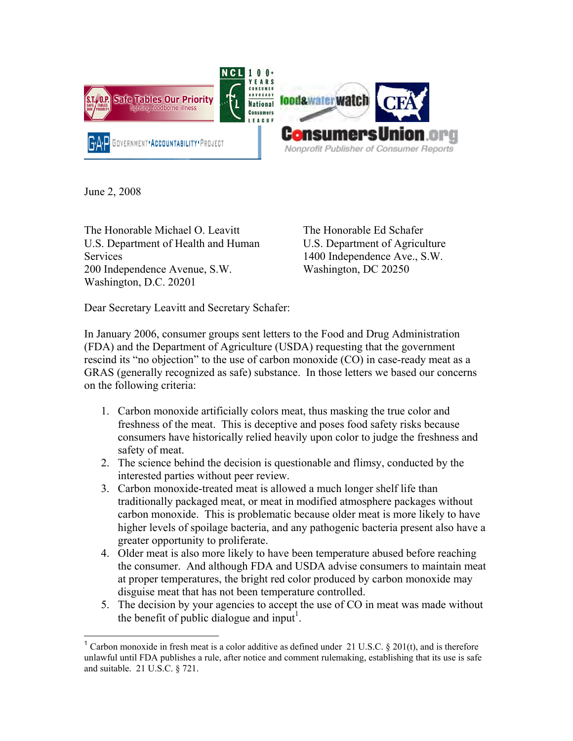June 2, 2008

The Honorable Michael O. Leavitt
U.S. Department of Health and Human Services
200 Independence Avenue, S.W.
Washington, D.C. 20201

The Honorable Ed Schafer
U.S. Department of Agriculture
1400 Independence Ave., S.W.
Washington, DC 20250

Dear Secretary Leavitt and Secretary Schafer:

In January 2006, consumer groups sent letters to the Food and Drug Administration (FDA) and the Department of Agriculture (USDA) requesting that the government rescind its "no objection" to the use of carbon monoxide (CO) in case-ready meat as a GRAS (generally recognized as safe) substance. In those letters we based our concerns on the following criteria:

1. Carbon monoxide artificially colors meat, thus masking the true color and freshness of the meat. This is deceptive and poses food safety risks because consumers have historically relied heavily upon color to judge the freshness and safety of meat.
2. The science behind the decision is questionable and flimsy, conducted by the interested parties without peer review.
3. Carbon monoxide-treated meat is allowed a much longer shelf life than traditionally packaged meat, or meat in modified atmosphere packages without carbon monoxide. This is problematic because older meat is more likely to have higher levels of spoilage bacteria, and any pathogenic bacteria present also have a greater opportunity to proliferate.
4. Older meat is also more likely to have been temperature abused before reaching the consumer. And although FDA and USDA advise consumers to maintain meat at proper temperatures, the bright red color produced by carbon monoxide may disguise meat that has not been temperature controlled.
5. The decision by your agencies to accept the use of CO in meat was made without the benefit of public dialogue and input[1].

[1] Carbon monoxide in fresh meat is a color additive as defined under 21 U.S.C. § 201(t), and is therefore unlawful until FDA publishes a rule, after notice and comment rulemaking, establishing that its use is safe and suitable. 21 U.S.C. § 721.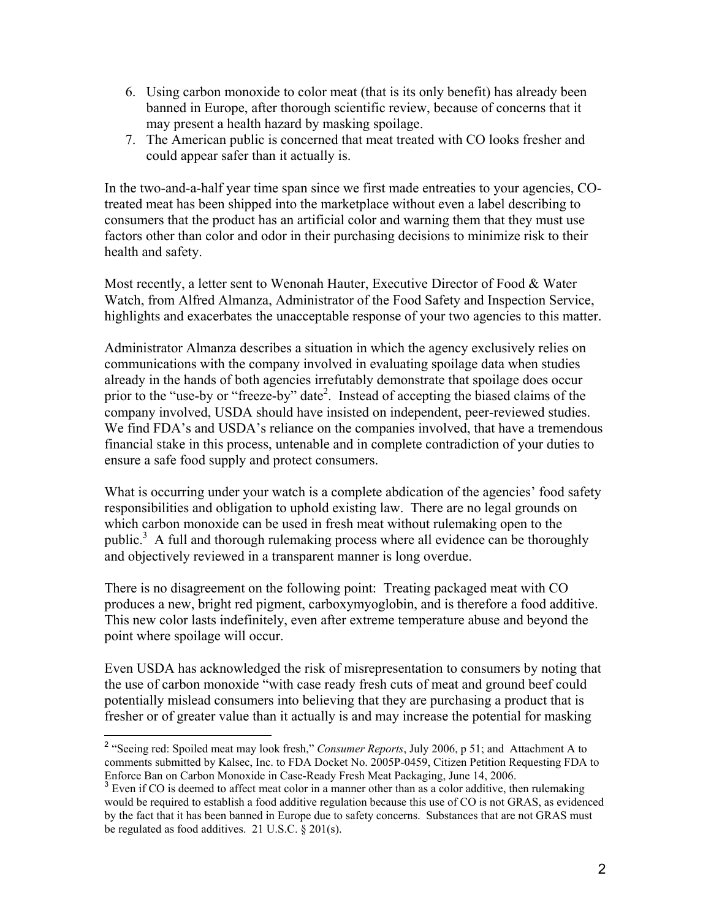6. Using carbon monoxide to color meat (that is its only benefit) has already been banned in Europe, after thorough scientific review, because of concerns that it may present a health hazard by masking spoilage.
7. The American public is concerned that meat treated with CO looks fresher and could appear safer than it actually is.

In the two-and-a-half year time span since we first made entreaties to your agencies, CO-treated meat has been shipped into the marketplace without even a label describing to consumers that the product has an artificial color and warning them that they must use factors other than color and odor in their purchasing decisions to minimize risk to their health and safety.

Most recently, a letter sent to Wenonah Hauter, Executive Director of Food & Water Watch, from Alfred Almanza, Administrator of the Food Safety and Inspection Service, highlights and exacerbates the unacceptable response of your two agencies to this matter.

Administrator Almanza describes a situation in which the agency exclusively relies on communications with the company involved in evaluating spoilage data when studies already in the hands of both agencies irrefutably demonstrate that spoilage does occur prior to the "use-by or "freeze-by" date[2]. Instead of accepting the biased claims of the company involved, USDA should have insisted on independent, peer-reviewed studies. We find FDA's and USDA's reliance on the companies involved, that have a tremendous financial stake in this process, untenable and in complete contradiction of your duties to ensure a safe food supply and protect consumers.

What is occurring under your watch is a complete abdication of the agencies' food safety responsibilities and obligation to uphold existing law. There are no legal grounds on which carbon monoxide can be used in fresh meat without rulemaking open to the public.[3] A full and thorough rulemaking process where all evidence can be thoroughly and objectively reviewed in a transparent manner is long overdue.

There is no disagreement on the following point: Treating packaged meat with CO produces a new, bright red pigment, carboxymyoglobin, and is therefore a food additive. This new color lasts indefinitely, even after extreme temperature abuse and beyond the point where spoilage will occur.

Even USDA has acknowledged the risk of misrepresentation to consumers by noting that the use of carbon monoxide "with case ready fresh cuts of meat and ground beef could potentially mislead consumers into believing that they are purchasing a product that is fresher or of greater value than it actually is and may increase the potential for masking

---

[2] "Seeing red: Spoiled meat may look fresh," *Consumer Reports*, July 2006, p 51; and Attachment A to comments submitted by Kalsec, Inc. to FDA Docket No. 2005P-0459, Citizen Petition Requesting FDA to Enforce Ban on Carbon Monoxide in Case-Ready Fresh Meat Packaging, June 14, 2006.

[3] Even if CO is deemed to affect meat color in a manner other than as a color additive, then rulemaking would be required to establish a food additive regulation because this use of CO is not GRAS, as evidenced by the fact that it has been banned in Europe due to safety concerns. Substances that are not GRAS must be regulated as food additives. 21 U.S.C. § 201(s).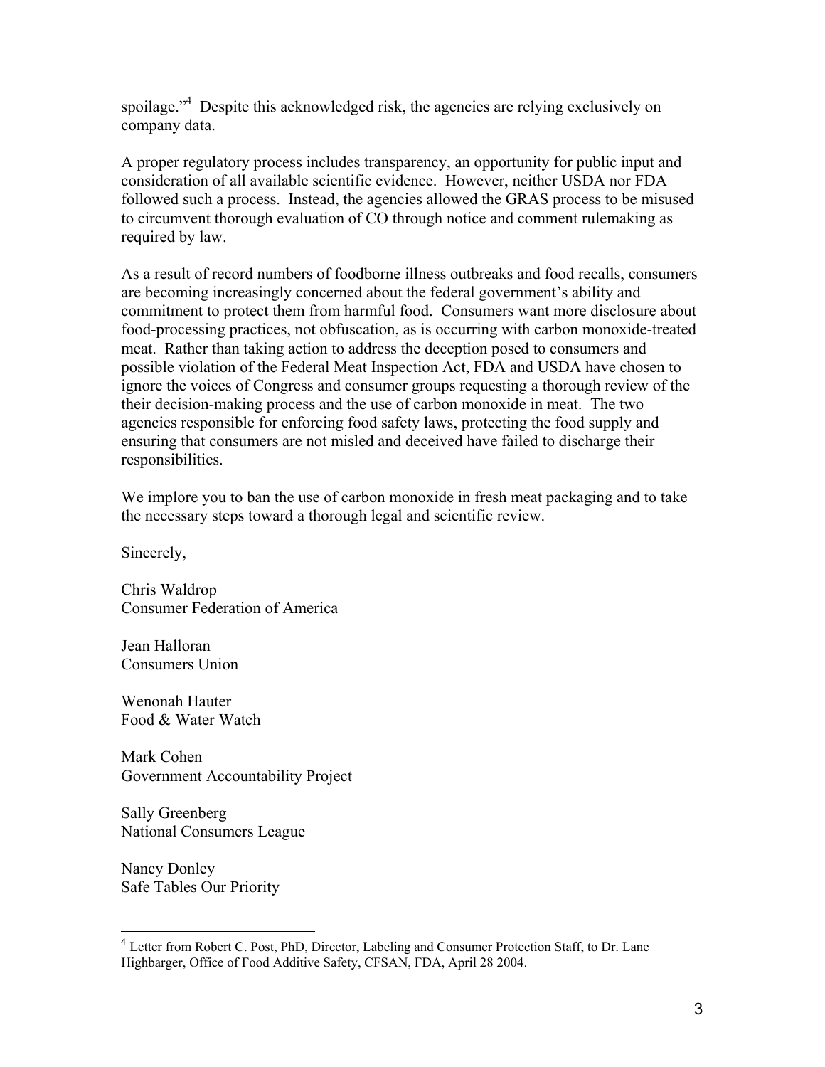spoilage."[4] Despite this acknowledged risk, the agencies are relying exclusively on company data.

A proper regulatory process includes transparency, an opportunity for public input and consideration of all available scientific evidence. However, neither USDA nor FDA followed such a process. Instead, the agencies allowed the GRAS process to be misused to circumvent thorough evaluation of CO through notice and comment rulemaking as required by law.

As a result of record numbers of foodborne illness outbreaks and food recalls, consumers are becoming increasingly concerned about the federal government's ability and commitment to protect them from harmful food. Consumers want more disclosure about food-processing practices, not obfuscation, as is occurring with carbon monoxide-treated meat. Rather than taking action to address the deception posed to consumers and possible violation of the Federal Meat Inspection Act, FDA and USDA have chosen to ignore the voices of Congress and consumer groups requesting a thorough review of the their decision-making process and the use of carbon monoxide in meat. The two agencies responsible for enforcing food safety laws, protecting the food supply and ensuring that consumers are not misled and deceived have failed to discharge their responsibilities.

We implore you to ban the use of carbon monoxide in fresh meat packaging and to take the necessary steps toward a thorough legal and scientific review.

Sincerely,

Chris Waldrop
Consumer Federation of America

Jean Halloran
Consumers Union

Wenonah Hauter
Food & Water Watch

Mark Cohen
Government Accountability Project

Sally Greenberg
National Consumers League

Nancy Donley
Safe Tables Our Priority

---

[4] Letter from Robert C. Post, PhD, Director, Labeling and Consumer Protection Staff, to Dr. Lane Highbarger, Office of Food Additive Safety, CFSAN, FDA, April 28 2004.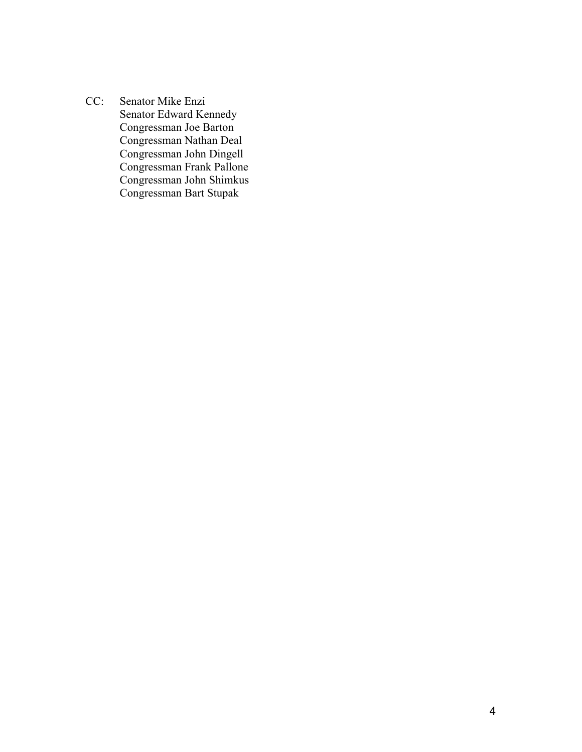CC: Senator Mike Enzi
Senator Edward Kennedy
Congressman Joe Barton
Congressman Nathan Deal
Congressman John Dingell
Congressman Frank Pallone
Congressman John Shimkus
Congressman Bart Stupak